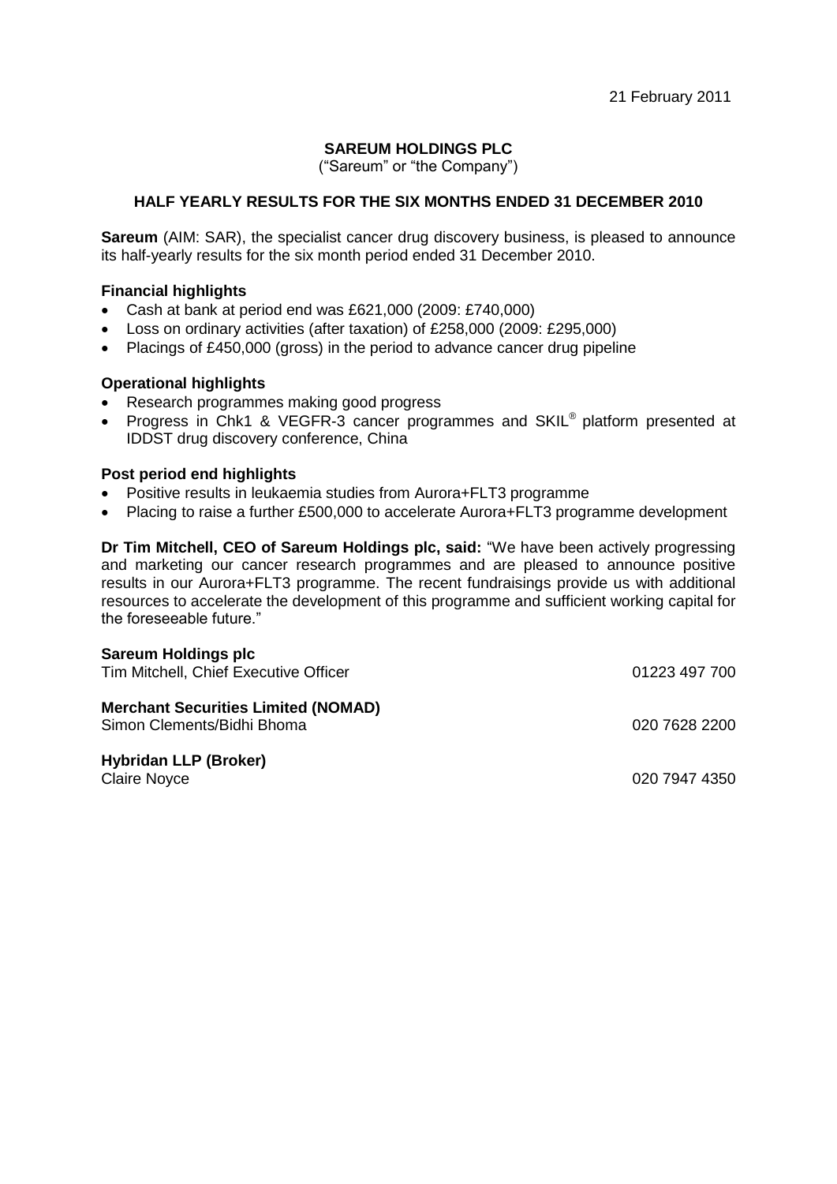21 February 2011

**SAREUM HOLDINGS PLC**

("Sareum" or "the Company")

**HALF YEARLY RESULTS FOR THE SIX MONTHS ENDED 31 DECEMBER 2010**

**Sareum** (AIM: SAR), the specialist cancer drug discovery business, is pleased to announce its half-yearly results for the six month period ended 31 December 2010.

**Financial highlights**

- Cash at bank at period end was £621,000 (2009: £740,000)
- Loss on ordinary activities (after taxation) of £258,000 (2009: £295,000)
- Placings of £450,000 (gross) in the period to advance cancer drug pipeline

**Operational highlights**

- Research programmes making good progress
- Progress in Chk1 & VEGFR-3 cancer programmes and SKIL® platform presented at IDDST drug discovery conference, China

**Post period end highlights**

- Positive results in leukaemia studies from Aurora+FLT3 programme
- Placing to raise a further £500,000 to accelerate Aurora+FLT3 programme development

**Dr Tim Mitchell, CEO of Sareum Holdings plc, said:** "We have been actively progressing and marketing our cancer research programmes and are pleased to announce positive results in our Aurora+FLT3 programme. The recent fundraisings provide us with additional resources to accelerate the development of this programme and sufficient working capital for the foreseeable future."

| | |
|---|---|
| **Sareum Holdings plc** | |
| Tim Mitchell, Chief Executive Officer | 01223 497 700 |
| **Merchant Securities Limited (NOMAD)** | |
| Simon Clements/Bidhi Bhoma | 020 7628 2200 |
| **Hybridan LLP (Broker)** | |
| Claire Noyce | 020 7947 4350 |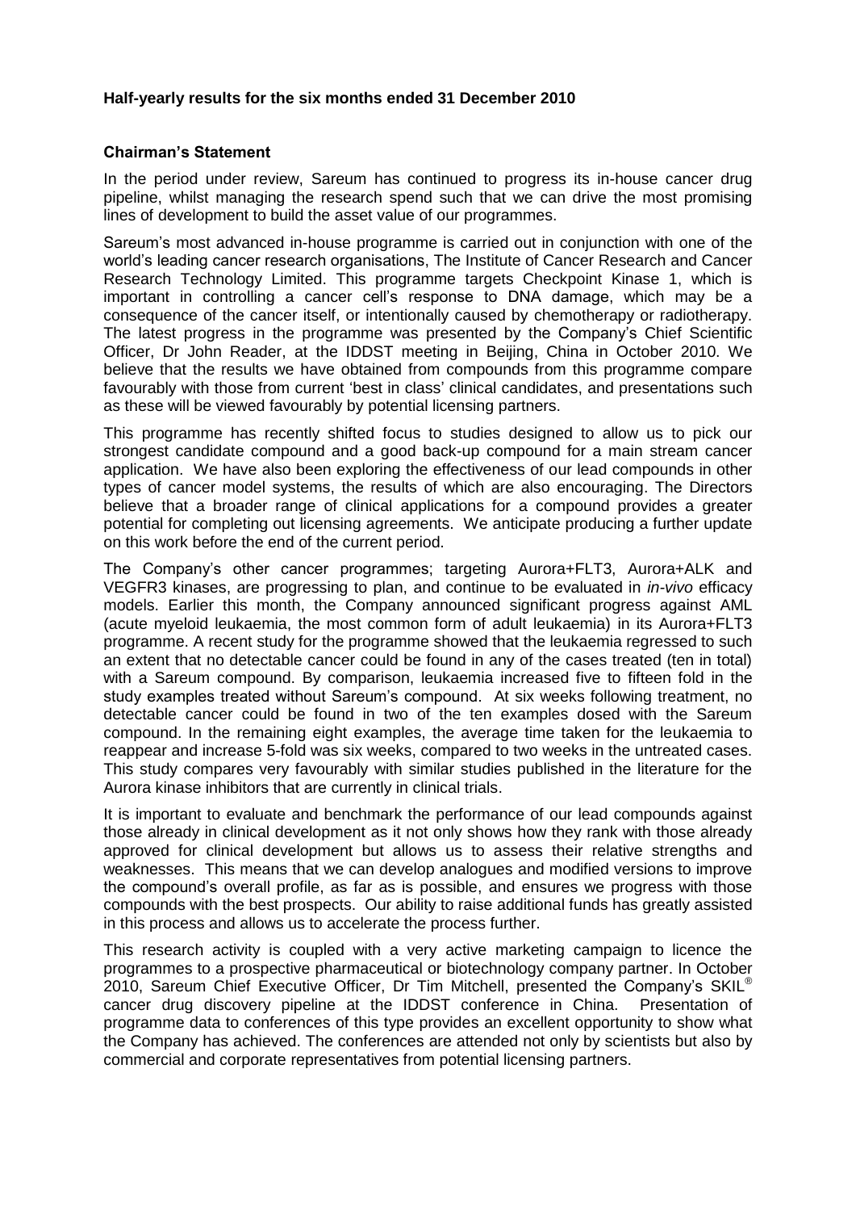**Half-yearly results for the six months ended 31 December 2010**

**Chairman's Statement**

In the period under review, Sareum has continued to progress its in-house cancer drug pipeline, whilst managing the research spend such that we can drive the most promising lines of development to build the asset value of our programmes.

Sareum's most advanced in-house programme is carried out in conjunction with one of the world's leading cancer research organisations, The Institute of Cancer Research and Cancer Research Technology Limited. This programme targets Checkpoint Kinase 1, which is important in controlling a cancer cell's response to DNA damage, which may be a consequence of the cancer itself, or intentionally caused by chemotherapy or radiotherapy. The latest progress in the programme was presented by the Company's Chief Scientific Officer, Dr John Reader, at the IDDST meeting in Beijing, China in October 2010. We believe that the results we have obtained from compounds from this programme compare favourably with those from current 'best in class' clinical candidates, and presentations such as these will be viewed favourably by potential licensing partners.

This programme has recently shifted focus to studies designed to allow us to pick our strongest candidate compound and a good back-up compound for a main stream cancer application. We have also been exploring the effectiveness of our lead compounds in other types of cancer model systems, the results of which are also encouraging. The Directors believe that a broader range of clinical applications for a compound provides a greater potential for completing out licensing agreements. We anticipate producing a further update on this work before the end of the current period.

The Company's other cancer programmes; targeting Aurora+FLT3, Aurora+ALK and VEGFR3 kinases, are progressing to plan, and continue to be evaluated in *in-vivo* efficacy models. Earlier this month, the Company announced significant progress against AML (acute myeloid leukaemia, the most common form of adult leukaemia) in its Aurora+FLT3 programme. A recent study for the programme showed that the leukaemia regressed to such an extent that no detectable cancer could be found in any of the cases treated (ten in total) with a Sareum compound. By comparison, leukaemia increased five to fifteen fold in the study examples treated without Sareum's compound. At six weeks following treatment, no detectable cancer could be found in two of the ten examples dosed with the Sareum compound. In the remaining eight examples, the average time taken for the leukaemia to reappear and increase 5-fold was six weeks, compared to two weeks in the untreated cases. This study compares very favourably with similar studies published in the literature for the Aurora kinase inhibitors that are currently in clinical trials.

It is important to evaluate and benchmark the performance of our lead compounds against those already in clinical development as it not only shows how they rank with those already approved for clinical development but allows us to assess their relative strengths and weaknesses. This means that we can develop analogues and modified versions to improve the compound's overall profile, as far as is possible, and ensures we progress with those compounds with the best prospects. Our ability to raise additional funds has greatly assisted in this process and allows us to accelerate the process further.

This research activity is coupled with a very active marketing campaign to licence the programmes to a prospective pharmaceutical or biotechnology company partner. In October 2010, Sareum Chief Executive Officer, Dr Tim Mitchell, presented the Company's SKIL® cancer drug discovery pipeline at the IDDST conference in China. Presentation of programme data to conferences of this type provides an excellent opportunity to show what the Company has achieved. The conferences are attended not only by scientists but also by commercial and corporate representatives from potential licensing partners.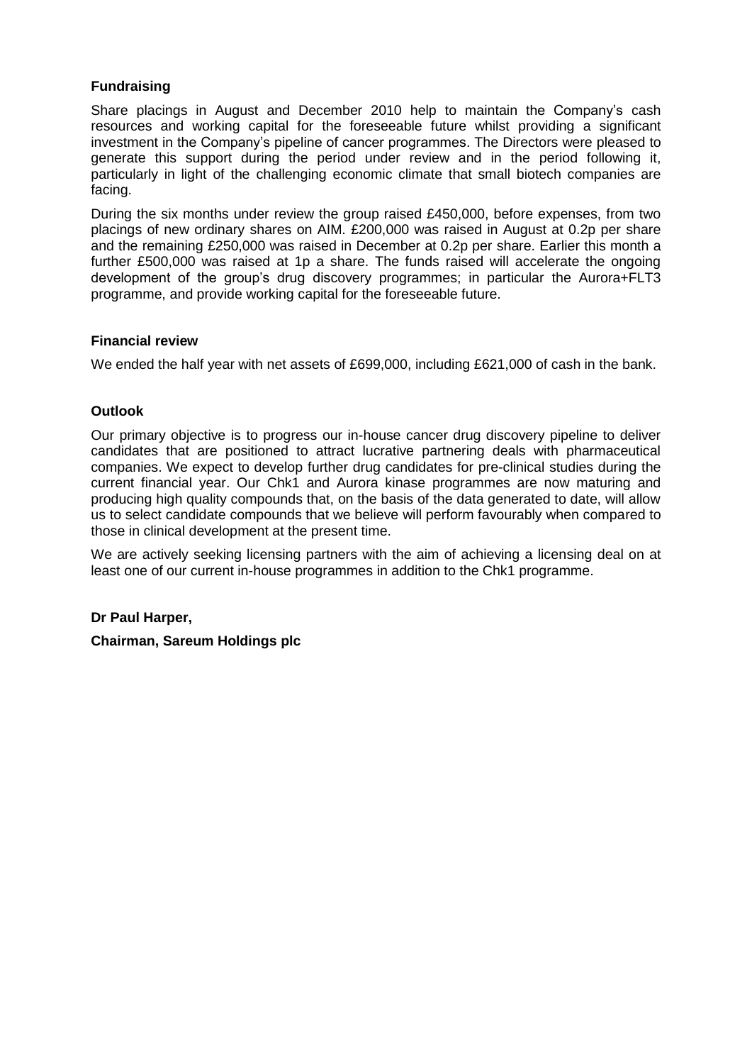**Fundraising**

Share placings in August and December 2010 help to maintain the Company's cash resources and working capital for the foreseeable future whilst providing a significant investment in the Company's pipeline of cancer programmes. The Directors were pleased to generate this support during the period under review and in the period following it, particularly in light of the challenging economic climate that small biotech companies are facing.

During the six months under review the group raised £450,000, before expenses, from two placings of new ordinary shares on AIM. £200,000 was raised in August at 0.2p per share and the remaining £250,000 was raised in December at 0.2p per share. Earlier this month a further £500,000 was raised at 1p a share. The funds raised will accelerate the ongoing development of the group's drug discovery programmes; in particular the Aurora+FLT3 programme, and provide working capital for the foreseeable future.

**Financial review**

We ended the half year with net assets of £699,000, including £621,000 of cash in the bank.

**Outlook**

Our primary objective is to progress our in-house cancer drug discovery pipeline to deliver candidates that are positioned to attract lucrative partnering deals with pharmaceutical companies. We expect to develop further drug candidates for pre-clinical studies during the current financial year. Our Chk1 and Aurora kinase programmes are now maturing and producing high quality compounds that, on the basis of the data generated to date, will allow us to select candidate compounds that we believe will perform favourably when compared to those in clinical development at the present time.

We are actively seeking licensing partners with the aim of achieving a licensing deal on at least one of our current in-house programmes in addition to the Chk1 programme.

**Dr Paul Harper,**

**Chairman, Sareum Holdings plc**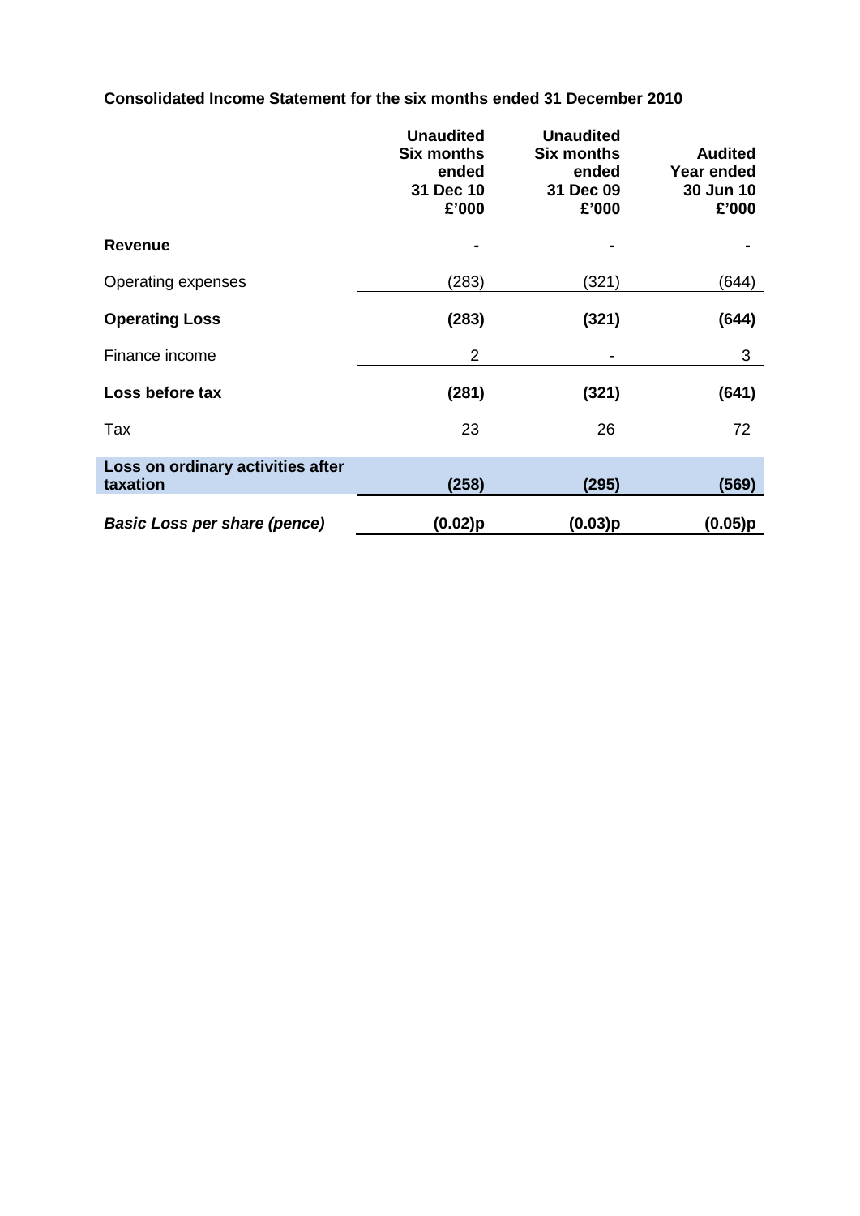**Consolidated Income Statement for the six months ended 31 December 2010**

| | Unaudited Six months ended 31 Dec 10 £'000 | Unaudited Six months ended 31 Dec 09 £'000 | Audited Year ended 30 Jun 10 £'000 |
|---|---|---|---|
| **Revenue** | **-** | **-** | **-** |
| Operating expenses | (283) | (321) | (644) |
| **Operating Loss** | **(283)** | **(321)** | **(644)** |
| Finance income | 2 | - | 3 |
| **Loss before tax** | **(281)** | **(321)** | **(641)** |
| Tax | 23 | 26 | 72 |
| **Loss on ordinary activities after taxation** | **(258)** | **(295)** | **(569)** |
| ***Basic Loss per share (pence)*** | **(0.02)p** | **(0.03)p** | **(0.05)p** |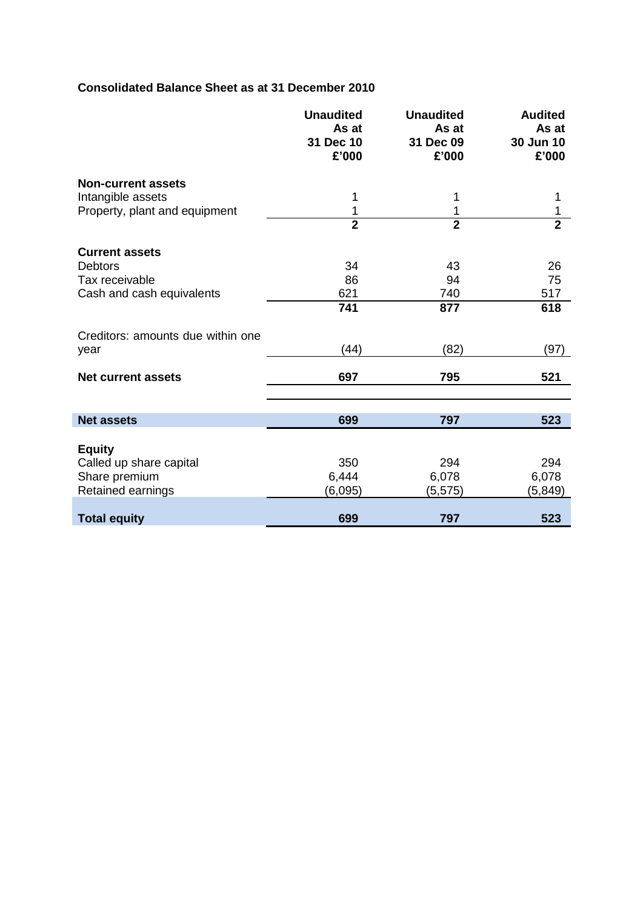**Consolidated Balance Sheet as at 31 December 2010**

| | Unaudited As at 31 Dec 10 £'000 | Unaudited As at 31 Dec 09 £'000 | Audited As at 30 Jun 10 £'000 |
|---|---|---|---|
| **Non-current assets** | | | |
| Intangible assets | 1 | 1 | 1 |
| Property, plant and equipment | 1 | 1 | 1 |
| | **2** | **2** | **2** |
| **Current assets** | | | |
| Debtors | 34 | 43 | 26 |
| Tax receivable | 86 | 94 | 75 |
| Cash and cash equivalents | 621 | 740 | 517 |
| | **741** | **877** | **618** |
| Creditors: amounts due within one year | (44) | (82) | (97) |
| **Net current assets** | **697** | **795** | **521** |
| **Net assets** | **699** | **797** | **523** |
| **Equity** | | | |
| Called up share capital | 350 | 294 | 294 |
| Share premium | 6,444 | 6,078 | 6,078 |
| Retained earnings | (6,095) | (5,575) | (5,849) |
| **Total equity** | **699** | **797** | **523** |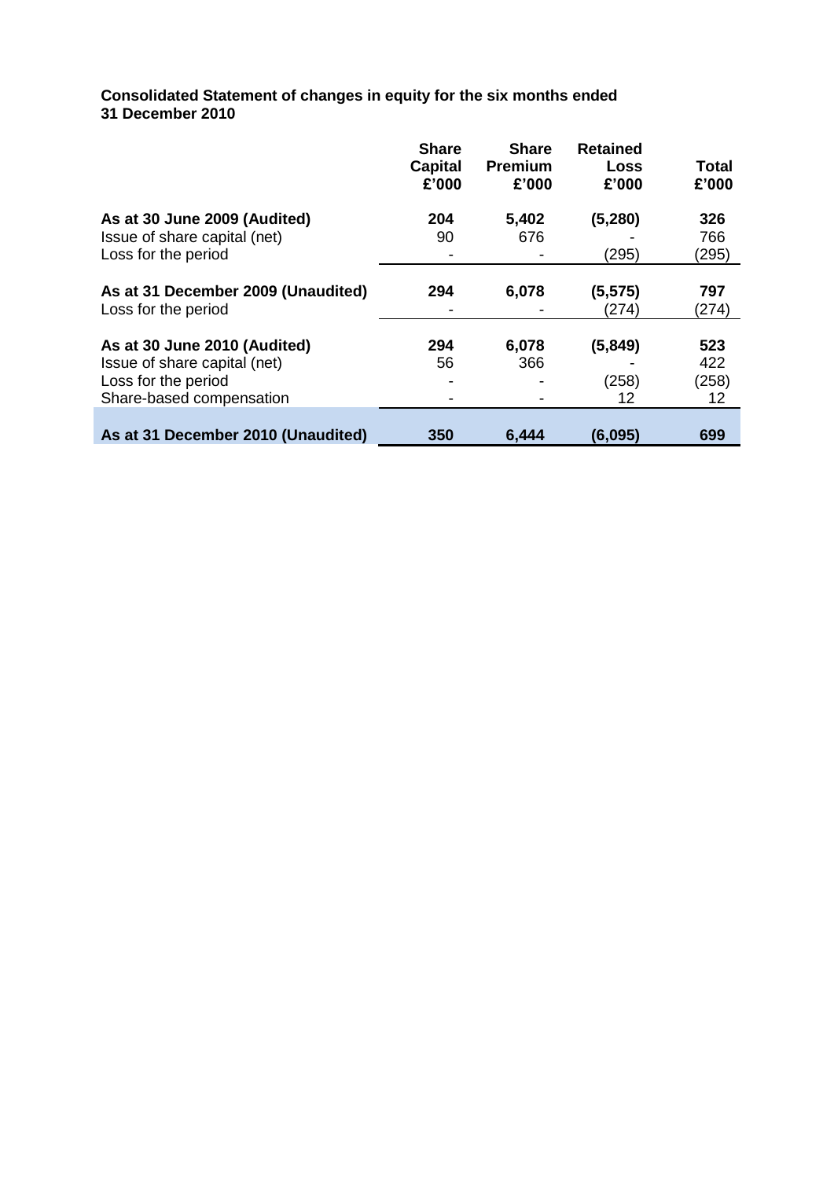**Consolidated Statement of changes in equity for the six months ended 31 December 2010**

| | Share Capital £'000 | Share Premium £'000 | Retained Loss £'000 | Total £'000 |
|---|---|---|---|---|
| **As at 30 June 2009 (Audited)** | **204** | **5,402** | **(5,280)** | **326** |
| Issue of share capital (net) | 90 | 676 | - | 766 |
| Loss for the period | - | - | (295) | (295) |
| **As at 31 December 2009 (Unaudited)** | **294** | **6,078** | **(5,575)** | **797** |
| Loss for the period | - | - | (274) | (274) |
| **As at 30 June 2010 (Audited)** | **294** | **6,078** | **(5,849)** | **523** |
| Issue of share capital (net) | 56 | 366 | - | 422 |
| Loss for the period | - | - | (258) | (258) |
| Share-based compensation | - | - | 12 | 12 |
| **As at 31 December 2010 (Unaudited)** | **350** | **6,444** | **(6,095)** | **699** |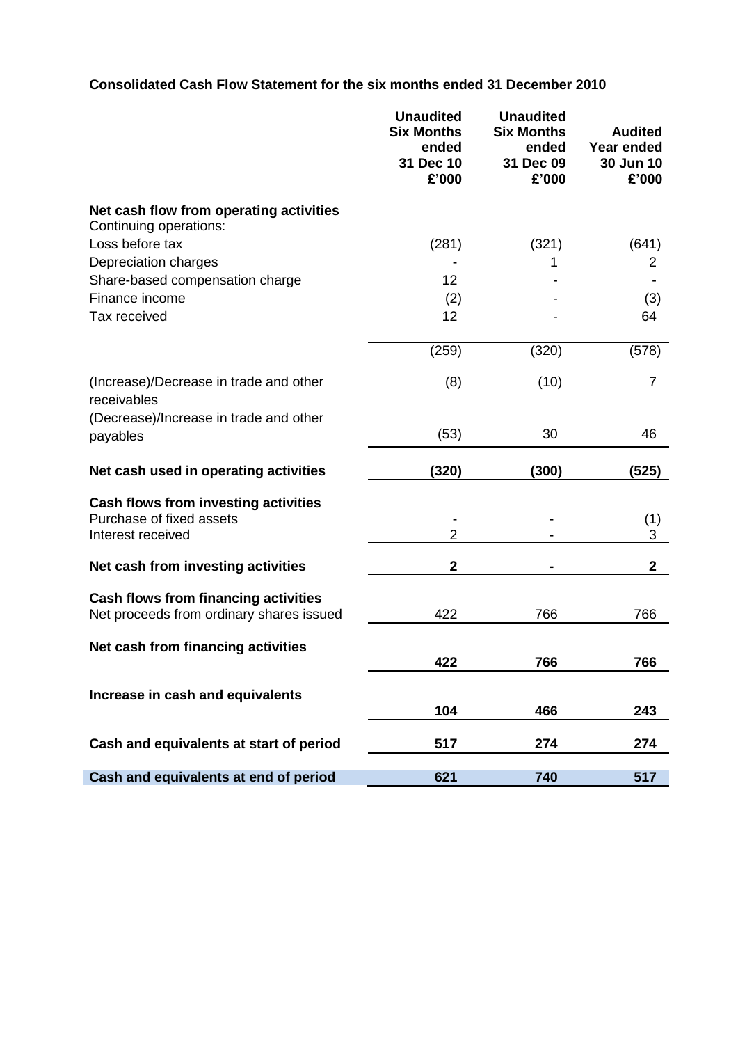**Consolidated Cash Flow Statement for the six months ended 31 December 2010**

| | Unaudited Six Months ended 31 Dec 10 £'000 | Unaudited Six Months ended 31 Dec 09 £'000 | Audited Year ended 30 Jun 10 £'000 |
|---|---|---|---|
| **Net cash flow from operating activities** | | | |
| Continuing operations: | | | |
| Loss before tax | (281) | (321) | (641) |
| Depreciation charges | - | 1 | 2 |
| Share-based compensation charge | 12 | - | - |
| Finance income | (2) | - | (3) |
| Tax received | 12 | - | 64 |
| | (259) | (320) | (578) |
| (Increase)/Decrease in trade and other receivables | (8) | (10) | 7 |
| (Decrease)/Increase in trade and other payables | (53) | 30 | 46 |
| **Net cash used in operating activities** | **(320)** | **(300)** | **(525)** |
| **Cash flows from investing activities** | | | |
| Purchase of fixed assets | - | - | (1) |
| Interest received | 2 | - | 3 |
| **Net cash from investing activities** | **2** | **-** | **2** |
| **Cash flows from financing activities** | | | |
| Net proceeds from ordinary shares issued | 422 | 766 | 766 |
| **Net cash from financing activities** | **422** | **766** | **766** |
| **Increase in cash and equivalents** | **104** | **466** | **243** |
| **Cash and equivalents at start of period** | **517** | **274** | **274** |
| **Cash and equivalents at end of period** | **621** | **740** | **517** |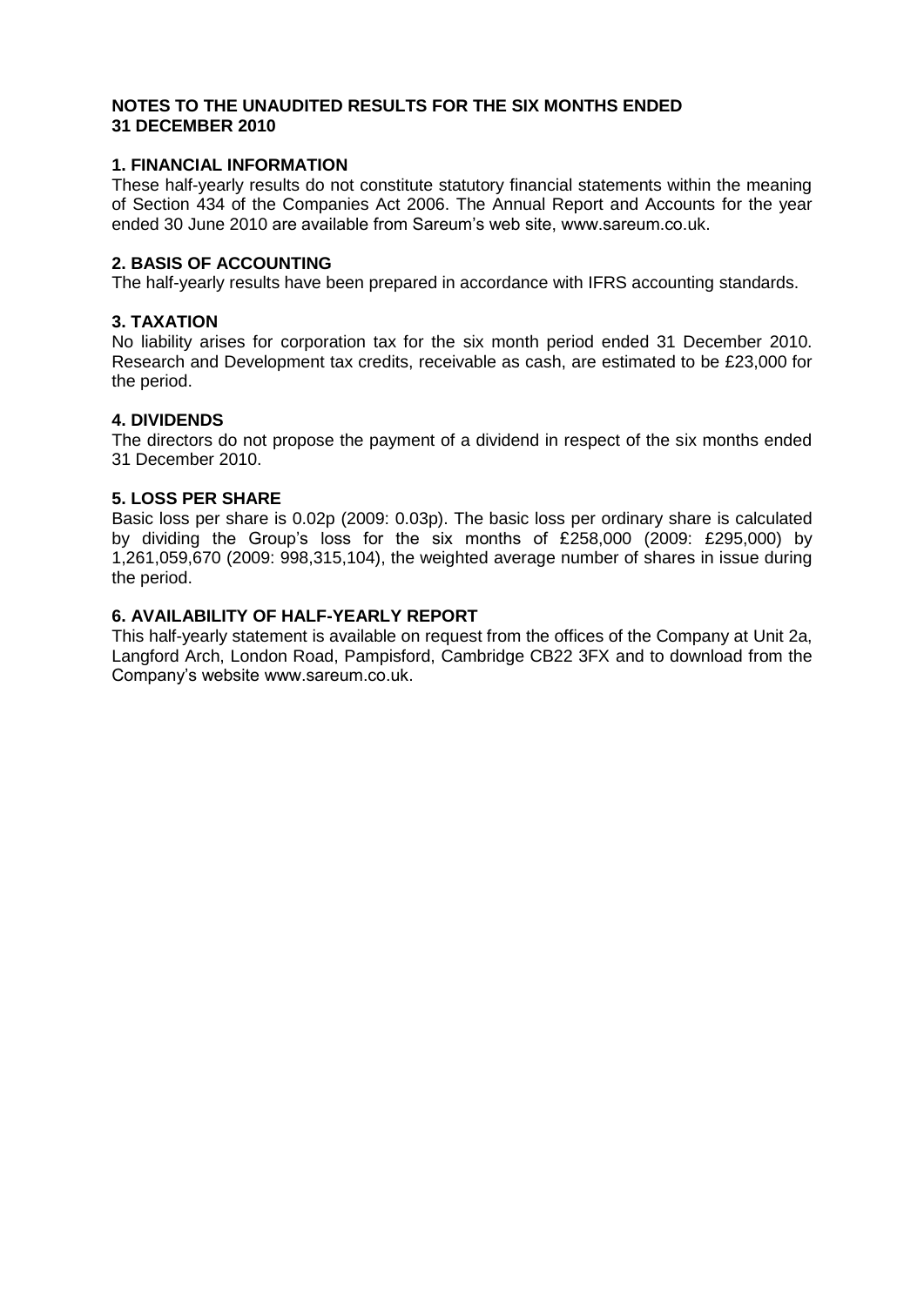## NOTES TO THE UNAUDITED RESULTS FOR THE SIX MONTHS ENDED 31 DECEMBER 2010

### 1. FINANCIAL INFORMATION

These half-yearly results do not constitute statutory financial statements within the meaning of Section 434 of the Companies Act 2006. The Annual Report and Accounts for the year ended 30 June 2010 are available from Sareum's web site, www.sareum.co.uk.

### 2. BASIS OF ACCOUNTING

The half-yearly results have been prepared in accordance with IFRS accounting standards.

### 3. TAXATION

No liability arises for corporation tax for the six month period ended 31 December 2010. Research and Development tax credits, receivable as cash, are estimated to be £23,000 for the period.

### 4. DIVIDENDS

The directors do not propose the payment of a dividend in respect of the six months ended 31 December 2010.

### 5. LOSS PER SHARE

Basic loss per share is 0.02p (2009: 0.03p). The basic loss per ordinary share is calculated by dividing the Group's loss for the six months of £258,000 (2009: £295,000) by 1,261,059,670 (2009: 998,315,104), the weighted average number of shares in issue during the period.

### 6. AVAILABILITY OF HALF-YEARLY REPORT

This half-yearly statement is available on request from the offices of the Company at Unit 2a, Langford Arch, London Road, Pampisford, Cambridge CB22 3FX and to download from the Company's website www.sareum.co.uk.